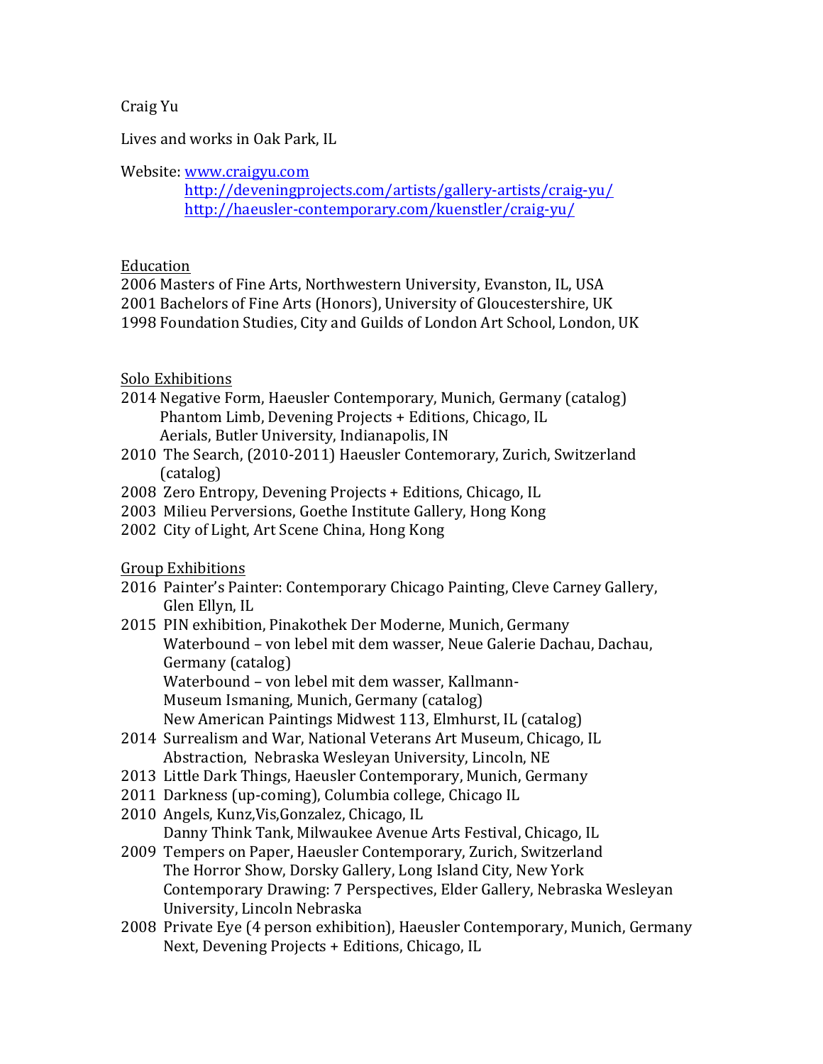Craig Yu

Lives and works in Oak Park, IL

Website: [www.craigyu.com](http://www.craigyu.com)
[http://deveningprojects.com/artists/gallery-artists/craig-yu/](http://deveningprojects.com/artists/gallery-artists/craig-yu/)
[http://haeusler-contemporary.com/kuenstler/craig-yu/](http://haeusler-contemporary.com/kuenstler/craig-yu/)

## Education

2006 Masters of Fine Arts, Northwestern University, Evanston, IL, USA
2001 Bachelors of Fine Arts (Honors), University of Gloucestershire, UK
1998 Foundation Studies, City and Guilds of London Art School, London, UK

## Solo Exhibitions

2014 Negative Form, Haeusler Contemporary, Munich, Germany (catalog)
Phantom Limb, Devening Projects + Editions, Chicago, IL
Aerials, Butler University, Indianapolis, IN
2010 The Search, (2010-2011) Haeusler Contemorary, Zurich, Switzerland (catalog)
2008 Zero Entropy, Devening Projects + Editions, Chicago, IL
2003 Milieu Perversions, Goethe Institute Gallery, Hong Kong
2002 City of Light, Art Scene China, Hong Kong

## Group Exhibitions

2016 Painter's Painter: Contemporary Chicago Painting, Cleve Carney Gallery, Glen Ellyn, IL
2015 PIN exhibition, Pinakothek Der Moderne, Munich, Germany
Waterbound – von lebel mit dem wasser, Neue Galerie Dachau, Dachau, Germany (catalog)
Waterbound – von lebel mit dem wasser, Kallmann-Museum Ismaning, Munich, Germany (catalog)
New American Paintings Midwest 113, Elmhurst, IL (catalog)
2014 Surrealism and War, National Veterans Art Museum, Chicago, IL
Abstraction, Nebraska Wesleyan University, Lincoln, NE
2013 Little Dark Things, Haeusler Contemporary, Munich, Germany
2011 Darkness (up-coming), Columbia college, Chicago IL
2010 Angels, Kunz,Vis,Gonzalez, Chicago, IL
Danny Think Tank, Milwaukee Avenue Arts Festival, Chicago, IL
2009 Tempers on Paper, Haeusler Contemporary, Zurich, Switzerland
The Horror Show, Dorsky Gallery, Long Island City, New York
Contemporary Drawing: 7 Perspectives, Elder Gallery, Nebraska Wesleyan University, Lincoln Nebraska
2008 Private Eye (4 person exhibition), Haeusler Contemporary, Munich, Germany
Next, Devening Projects + Editions, Chicago, IL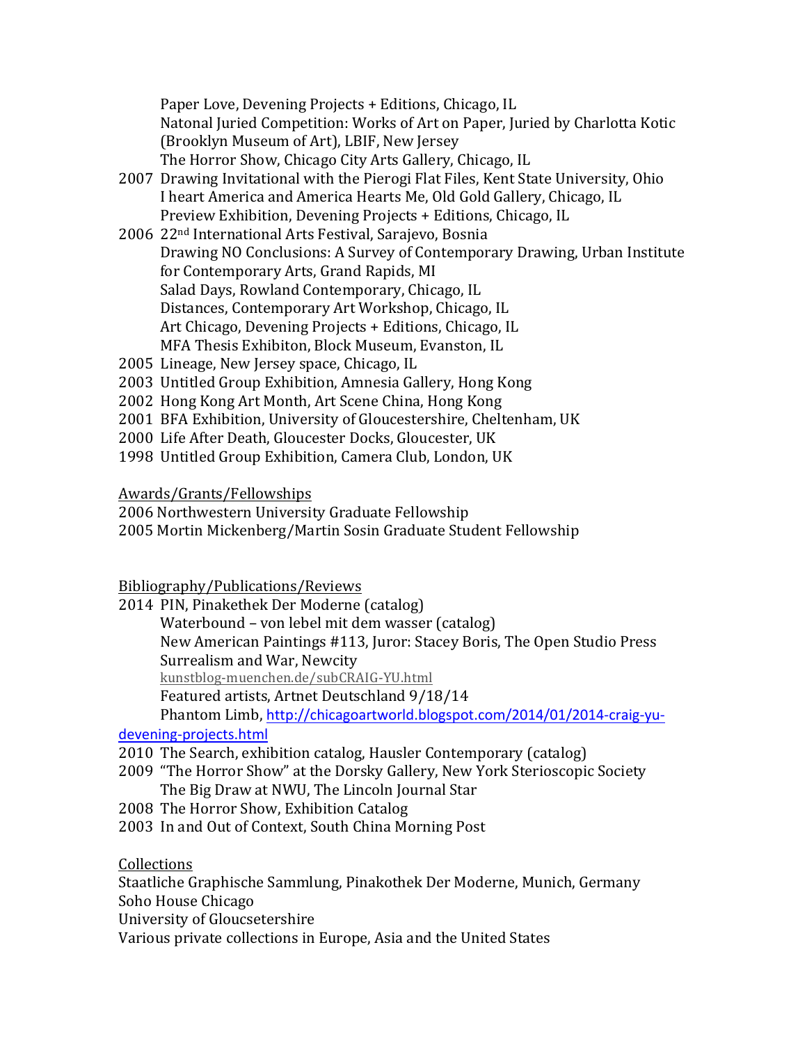Paper Love, Devening Projects + Editions, Chicago, IL
Natonal Juried Competition: Works of Art on Paper, Juried by Charlotta Kotic (Brooklyn Museum of Art), LBIF, New Jersey
The Horror Show, Chicago City Arts Gallery, Chicago, IL

2007 Drawing Invitational with the Pierogi Flat Files, Kent State University, Ohio
I heart America and America Hearts Me, Old Gold Gallery, Chicago, IL
Preview Exhibition, Devening Projects + Editions, Chicago, IL

2006 22nd International Arts Festival, Sarajevo, Bosnia
Drawing NO Conclusions: A Survey of Contemporary Drawing, Urban Institute for Contemporary Arts, Grand Rapids, MI
Salad Days, Rowland Contemporary, Chicago, IL
Distances, Contemporary Art Workshop, Chicago, IL
Art Chicago, Devening Projects + Editions, Chicago, IL
MFA Thesis Exhibiton, Block Museum, Evanston, IL

2005 Lineage, New Jersey space, Chicago, IL

2003 Untitled Group Exhibition, Amnesia Gallery, Hong Kong

2002 Hong Kong Art Month, Art Scene China, Hong Kong

2001 BFA Exhibition, University of Gloucestershire, Cheltenham, UK

2000 Life After Death, Gloucester Docks, Gloucester, UK

1998 Untitled Group Exhibition, Camera Club, London, UK

## Awards/Grants/Fellowships

2006 Northwestern University Graduate Fellowship

2005 Mortin Mickenberg/Martin Sosin Graduate Student Fellowship

## Bibliography/Publications/Reviews

2014 PIN, Pinakethek Der Moderne (catalog)
Waterbound – von lebel mit dem wasser (catalog)
New American Paintings #113, Juror: Stacey Boris, The Open Studio Press
Surrealism and War, Newcity
kunstblog-muenchen.de/subCRAIG-YU.html
Featured artists, Artnet Deutschland 9/18/14
Phantom Limb, http://chicagoartworld.blogspot.com/2014/01/2014-craig-yu-devening-projects.html

2010 The Search, exhibition catalog, Hausler Contemporary (catalog)

2009 "The Horror Show" at the Dorsky Gallery, New York Sterioscopic Society
The Big Draw at NWU, The Lincoln Journal Star

2008 The Horror Show, Exhibition Catalog

2003 In and Out of Context, South China Morning Post

## Collections

Staatliche Graphische Sammlung, Pinakothek Der Moderne, Munich, Germany
Soho House Chicago
University of Gloucsetershire
Various private collections in Europe, Asia and the United States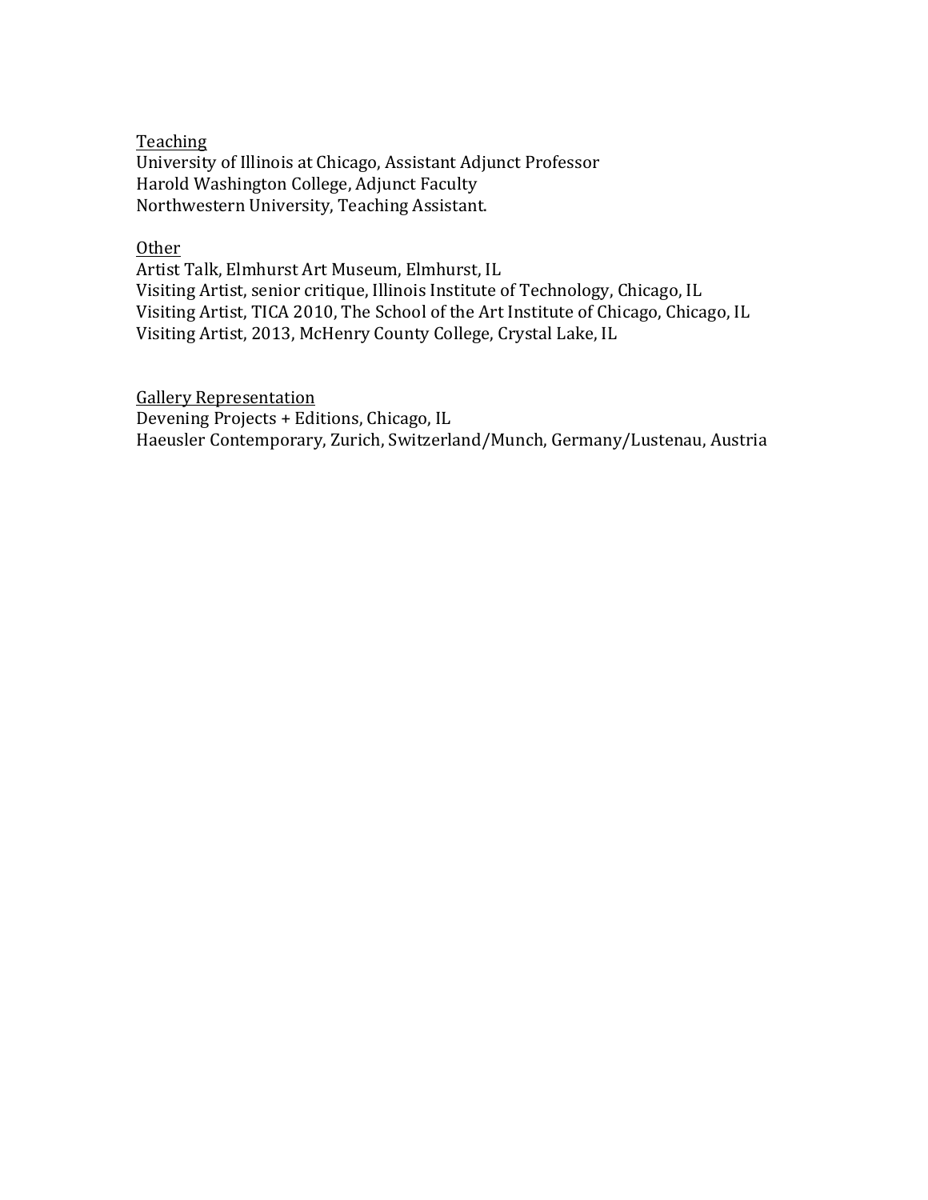## Teaching

University of Illinois at Chicago, Assistant Adjunct Professor
Harold Washington College, Adjunct Faculty
Northwestern University, Teaching Assistant.

## Other

Artist Talk, Elmhurst Art Museum, Elmhurst, IL
Visiting Artist, senior critique, Illinois Institute of Technology, Chicago, IL
Visiting Artist, TICA 2010, The School of the Art Institute of Chicago, Chicago, IL
Visiting Artist, 2013, McHenry County College, Crystal Lake, IL

## Gallery Representation

Devening Projects + Editions, Chicago, IL
Haeusler Contemporary, Zurich, Switzerland/Munch, Germany/Lustenau, Austria